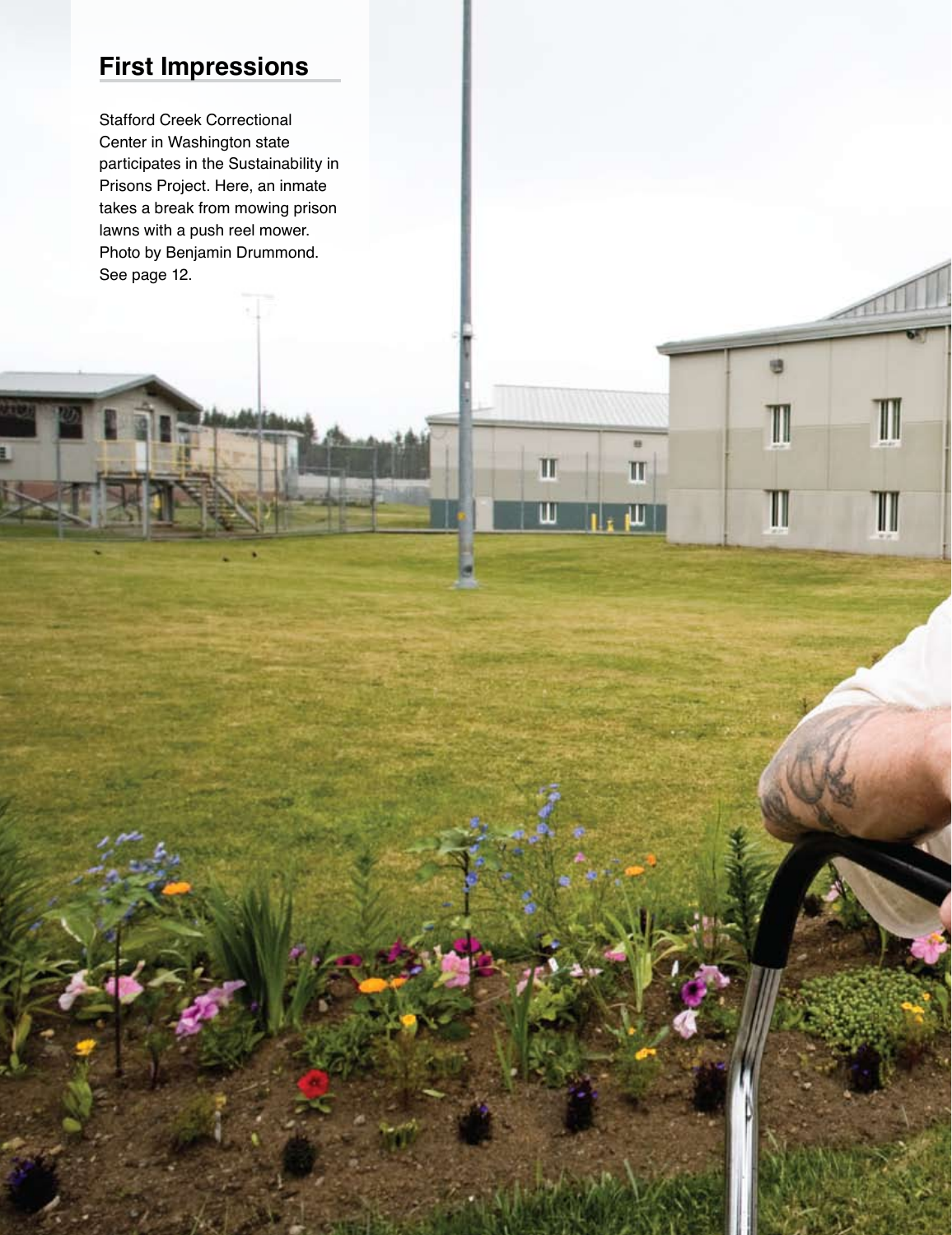## First Impressions

Stafford Creek Correctional Center in Washington state participates in the Sustainability in Prisons Project. Here, an inmate takes a break from mowing prison lawns with a push reel mower. Photo by Benjamin Drummond. See page 12.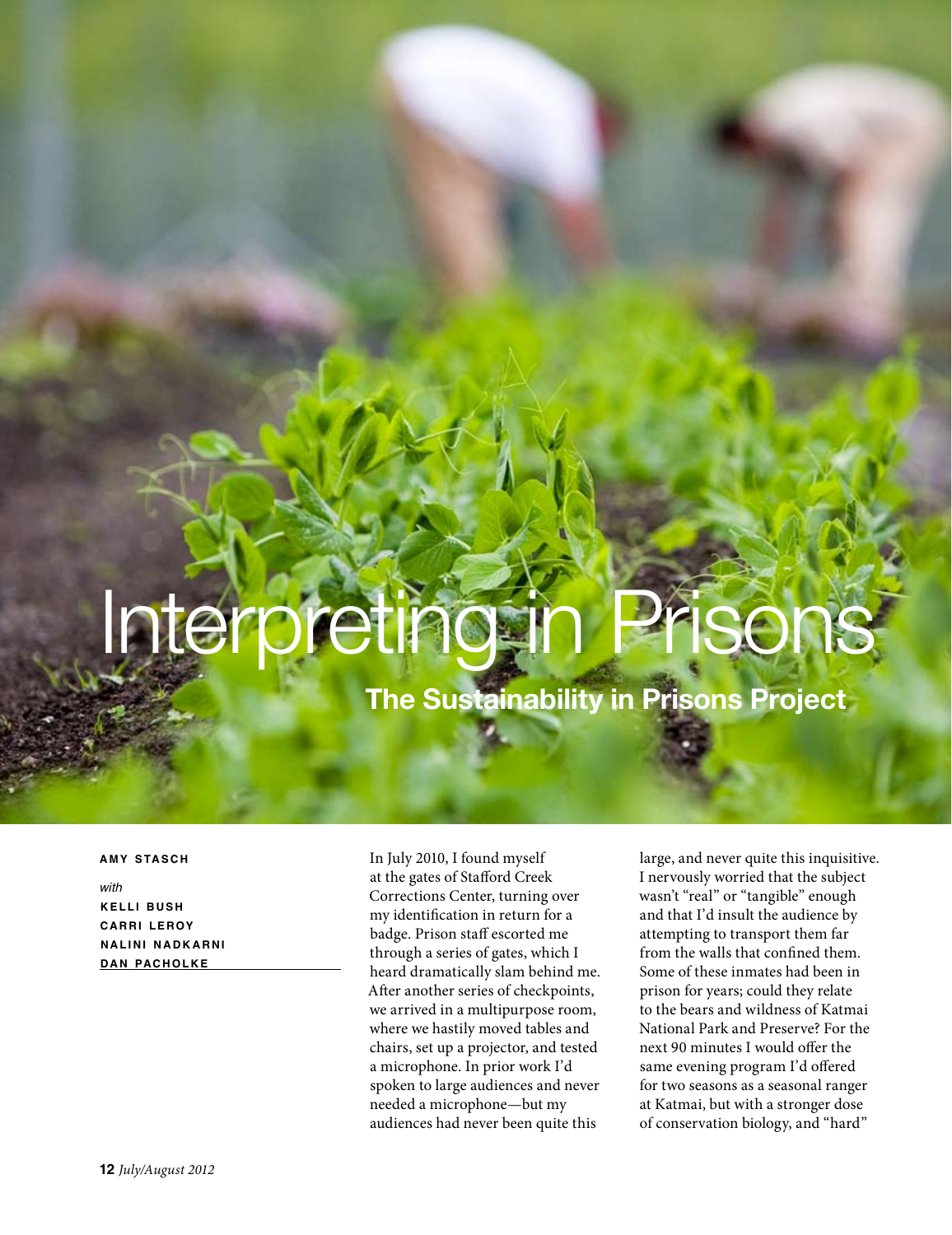# Interpreting in Prisons

## The Sustainability in Prisons Project

**AMY STASCH**

*with*

**KELLI BUSH**
**CARRI LEROY**
**NALINI NADKARNI**
**DAN PACHOLKE**

In July 2010, I found myself at the gates of Stafford Creek Corrections Center, turning over my identification in return for a badge. Prison staff escorted me through a series of gates, which I heard dramatically slam behind me. After another series of checkpoints, we arrived in a multipurpose room, where we hastily moved tables and chairs, set up a projector, and tested a microphone. In prior work I'd spoken to large audiences and never needed a microphone—but my audiences had never been quite this large, and never quite this inquisitive. I nervously worried that the subject wasn't "real" or "tangible" enough and that I'd insult the audience by attempting to transport them far from the walls that confined them. Some of these inmates had been in prison for years; could they relate to the bears and wildness of Katmai National Park and Preserve? For the next 90 minutes I would offer the same evening program I'd offered for two seasons as a seasonal ranger at Katmai, but with a stronger dose of conservation biology, and "hard"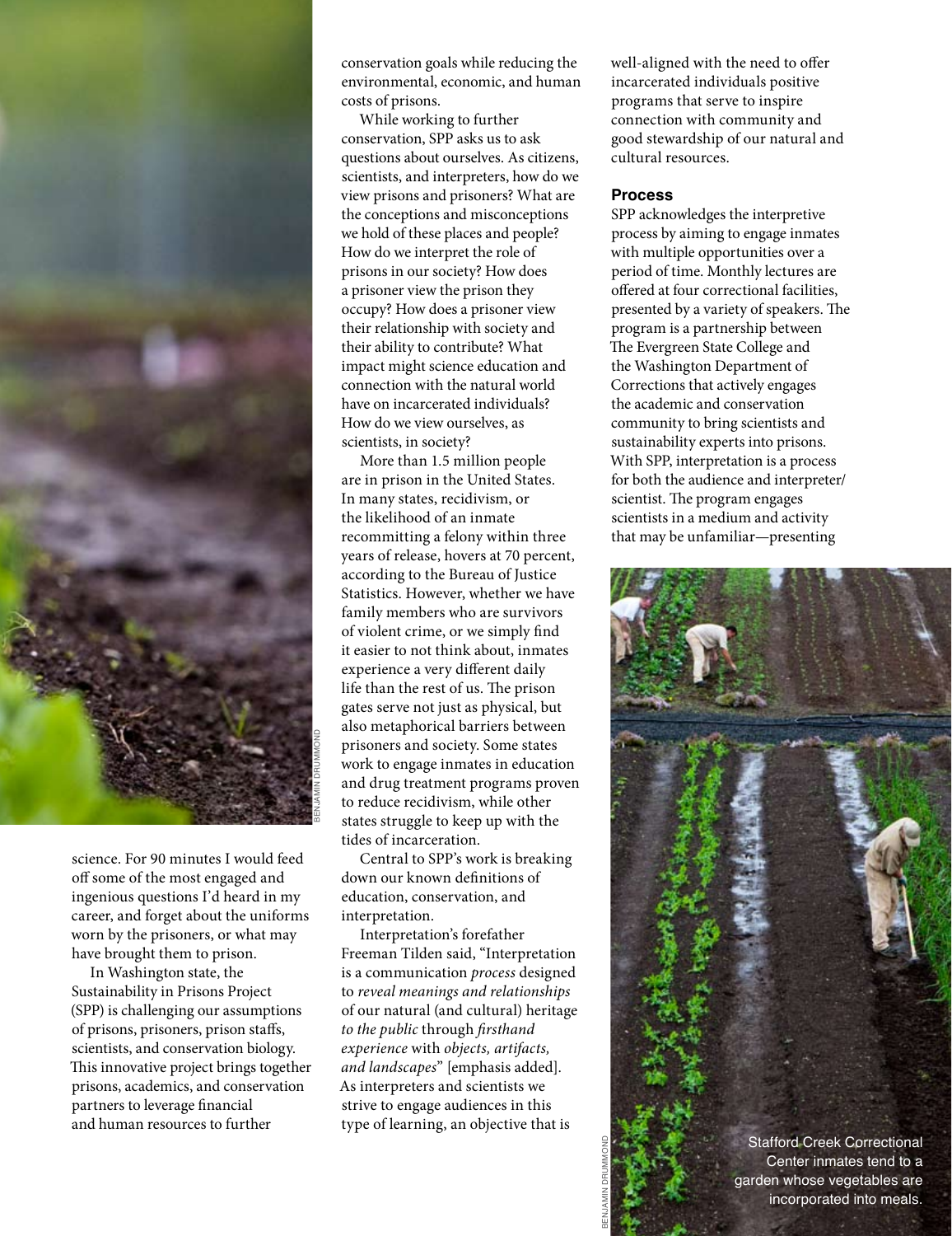science. For 90 minutes I would feed off some of the most engaged and ingenious questions I'd heard in my career, and forget about the uniforms worn by the prisoners, or what may have brought them to prison.

In Washington state, the Sustainability in Prisons Project (SPP) is challenging our assumptions of prisons, prisoners, prison staffs, scientists, and conservation biology. This innovative project brings together prisons, academics, and conservation partners to leverage financial and human resources to further conservation goals while reducing the environmental, economic, and human costs of prisons.

While working to further conservation, SPP asks us to ask questions about ourselves. As citizens, scientists, and interpreters, how do we view prisons and prisoners? What are the conceptions and misconceptions we hold of these places and people? How do we interpret the role of prisons in our society? How does a prisoner view the prison they occupy? How does a prisoner view their relationship with society and their ability to contribute? What impact might science education and connection with the natural world have on incarcerated individuals? How do we view ourselves, as scientists, in society?

More than 1.5 million people are in prison in the United States. In many states, recidivism, or the likelihood of an inmate recommitting a felony within three years of release, hovers at 70 percent, according to the Bureau of Justice Statistics. However, whether we have family members who are survivors of violent crime, or we simply find it easier to not think about, inmates experience a very different daily life than the rest of us. The prison gates serve not just as physical, but also metaphorical barriers between prisoners and society. Some states work to engage inmates in education and drug treatment programs proven to reduce recidivism, while other states struggle to keep up with the tides of incarceration.

Central to SPP's work is breaking down our known definitions of education, conservation, and interpretation.

Interpretation's forefather Freeman Tilden said, "Interpretation is a communication *process* designed to *reveal meanings and relationships* of our natural (and cultural) heritage *to the public* through *firsthand experience* with *objects, artifacts, and landscapes*" [emphasis added]. As interpreters and scientists we strive to engage audiences in this type of learning, an objective that is well-aligned with the need to offer incarcerated individuals positive programs that serve to inspire connection with community and good stewardship of our natural and cultural resources.

### Process

SPP acknowledges the interpretive process by aiming to engage inmates with multiple opportunities over a period of time. Monthly lectures are offered at four correctional facilities, presented by a variety of speakers. The program is a partnership between The Evergreen State College and the Washington Department of Corrections that actively engages the academic and conservation community to bring scientists and sustainability experts into prisons. With SPP, interpretation is a process for both the audience and interpreter/scientist. The program engages scientists in a medium and activity that may be unfamiliar—presenting

Stafford Creek Correctional Center inmates tend to a garden whose vegetables are incorporated into meals.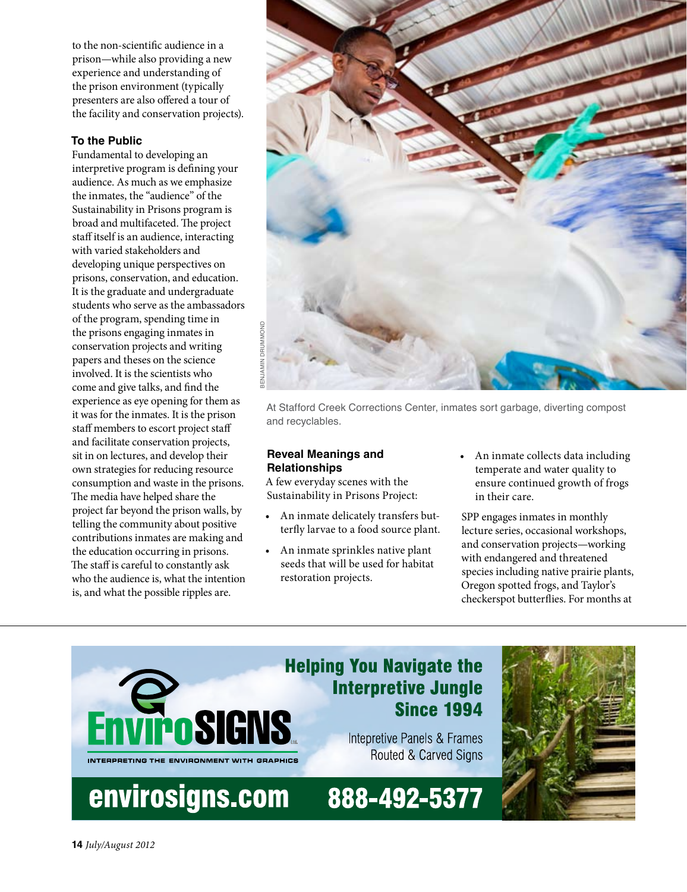to the non-scientific audience in a prison—while also providing a new experience and understanding of the prison environment (typically presenters are also offered a tour of the facility and conservation projects).

### To the Public

Fundamental to developing an interpretive program is defining your audience. As much as we emphasize the inmates, the "audience" of the Sustainability in Prisons program is broad and multifaceted. The project staff itself is an audience, interacting with varied stakeholders and developing unique perspectives on prisons, conservation, and education. It is the graduate and undergraduate students who serve as the ambassadors of the program, spending time in the prisons engaging inmates in conservation projects and writing papers and theses on the science involved. It is the scientists who come and give talks, and find the experience as eye opening for them as it was for the inmates. It is the prison staff members to escort project staff and facilitate conservation projects, sit in on lectures, and develop their own strategies for reducing resource consumption and waste in the prisons. The media have helped share the project far beyond the prison walls, by telling the community about positive contributions inmates are making and the education occurring in prisons. The staff is careful to constantly ask who the audience is, what the intention is, and what the possible ripples are.

BENJAMIN DRUMMOND

At Stafford Creek Corrections Center, inmates sort garbage, diverting compost and recyclables.

### Reveal Meanings and Relationships

A few everyday scenes with the Sustainability in Prisons Project:

- An inmate delicately transfers butterfly larvae to a food source plant.
- An inmate sprinkles native plant seeds that will be used for habitat restoration projects.
- An inmate collects data including temperate and water quality to ensure continued growth of frogs in their care.

SPP engages inmates in monthly lecture series, occasional workshops, and conservation projects—working with endangered and threatened species including native prairie plants, Oregon spotted frogs, and Taylor's checkerspot butterflies. For months at

**EnviroSIGNS** Ltd.

INTERPRETING THE ENVIRONMENT WITH GRAPHICS

**Helping You Navigate the Interpretive Jungle Since 1994**

Intepretive Panels & Frames
Routed & Carved Signs

**envirosigns.com 888-492-5377**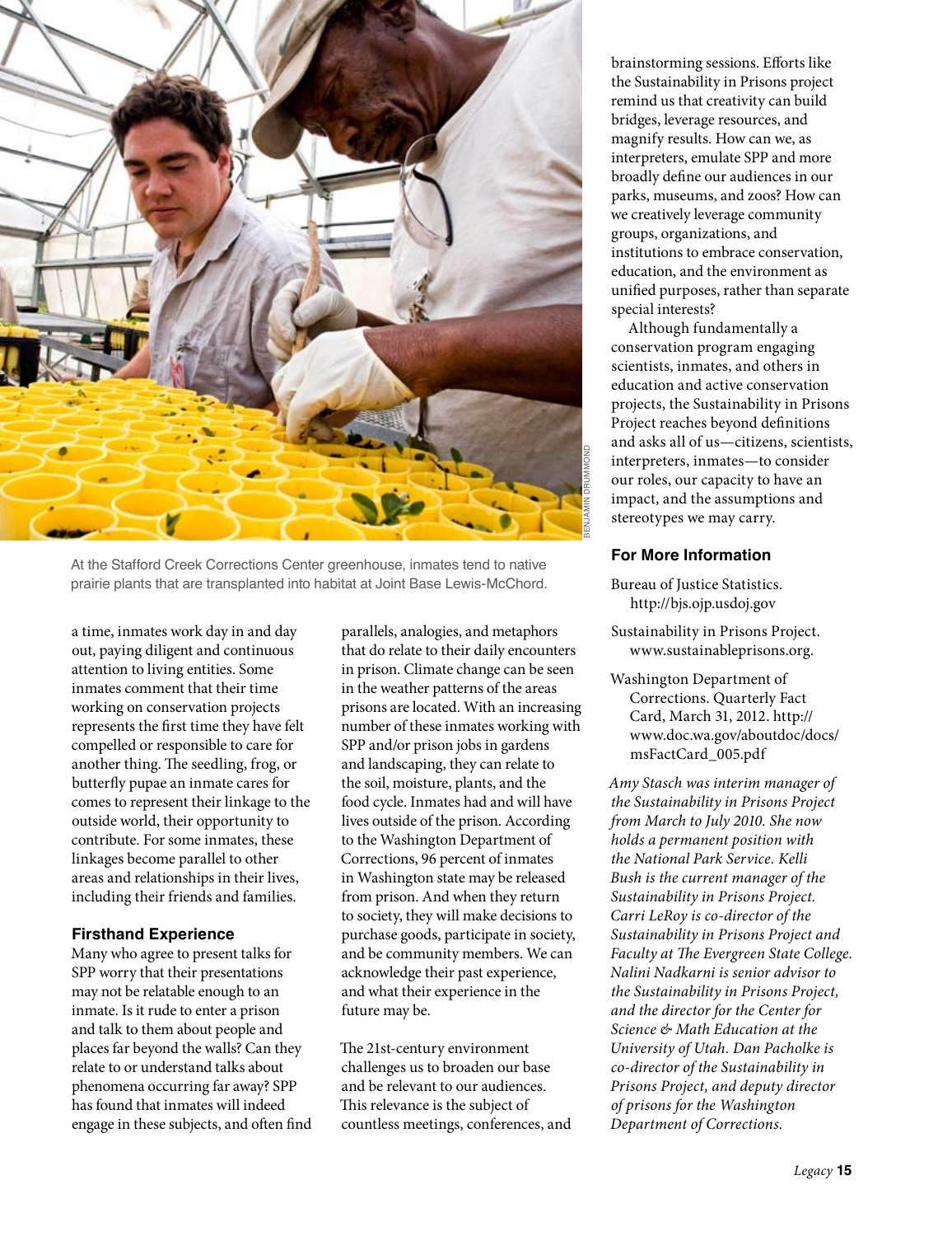At the Stafford Creek Corrections Center greenhouse, inmates tend to native prairie plants that are transplanted into habitat at Joint Base Lewis-McChord.

a time, inmates work day in and day out, paying diligent and continuous attention to living entities. Some inmates comment that their time working on conservation projects represents the first time they have felt compelled or responsible to care for another thing. The seedling, frog, or butterfly pupae an inmate cares for comes to represent their linkage to the outside world, their opportunity to contribute. For some inmates, these linkages become parallel to other areas and relationships in their lives, including their friends and families.

### Firsthand Experience

Many who agree to present talks for SPP worry that their presentations may not be relatable enough to an inmate. Is it rude to enter a prison and talk to them about people and places far beyond the walls? Can they relate to or understand talks about phenomena occurring far away? SPP has found that inmates will indeed engage in these subjects, and often find parallels, analogies, and metaphors that do relate to their daily encounters in prison. Climate change can be seen in the weather patterns of the areas prisons are located. With an increasing number of these inmates working with SPP and/or prison jobs in gardens and landscaping, they can relate to the soil, moisture, plants, and the food cycle. Inmates had and will have lives outside of the prison. According to the Washington Department of Corrections, 96 percent of inmates in Washington state may be released from prison. And when they return to society, they will make decisions to purchase goods, participate in society, and be community members. We can acknowledge their past experience, and what their experience in the future may be.

The 21st-century environment challenges us to broaden our base and be relevant to our audiences. This relevance is the subject of countless meetings, conferences, and brainstorming sessions. Efforts like the Sustainability in Prisons project remind us that creativity can build bridges, leverage resources, and magnify results. How can we, as interpreters, emulate SPP and more broadly define our audiences in our parks, museums, and zoos? How can we creatively leverage community groups, organizations, and institutions to embrace conservation, education, and the environment as unified purposes, rather than separate special interests?

Although fundamentally a conservation program engaging scientists, inmates, and others in education and active conservation projects, the Sustainability in Prisons Project reaches beyond definitions and asks all of us—citizens, scientists, interpreters, inmates—to consider our roles, our capacity to have an impact, and the assumptions and stereotypes we may carry.

### For More Information

Bureau of Justice Statistics. http://bjs.ojp.usdoj.gov

Sustainability in Prisons Project. www.sustainableprisons.org.

Washington Department of Corrections. Quarterly Fact Card, March 31, 2012. http://www.doc.wa.gov/aboutdoc/docs/msFactCard_005.pdf

*Amy Stasch was interim manager of the Sustainability in Prisons Project from March to July 2010. She now holds a permanent position with the National Park Service. Kelli Bush is the current manager of the Sustainability in Prisons Project. Carri LeRoy is co-director of the Sustainability in Prisons Project and Faculty at The Evergreen State College. Nalini Nadkarni is senior advisor to the Sustainability in Prisons Project, and the director for the Center for Science & Math Education at the University of Utah. Dan Pacholke is co-director of the Sustainability in Prisons Project, and deputy director of prisons for the Washington Department of Corrections.*